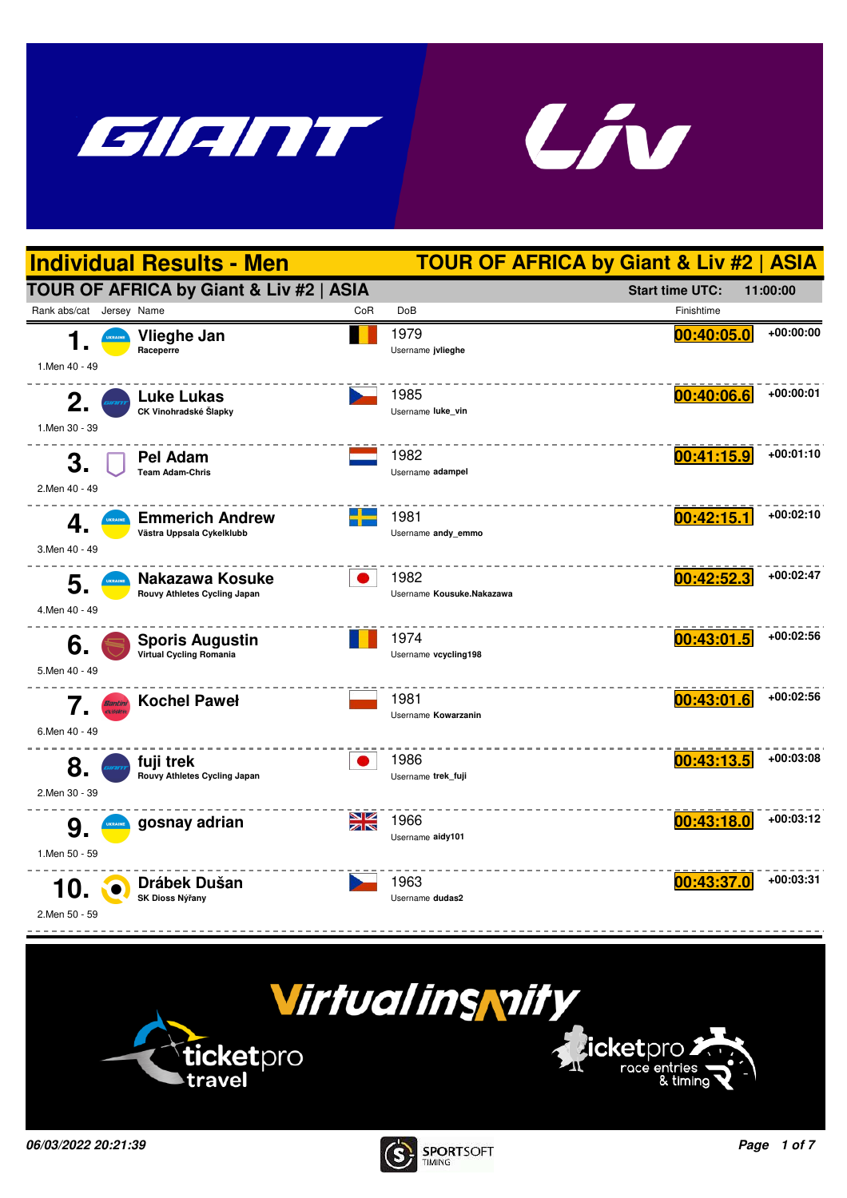# Individual Results - Men

## TOUR OF AFRICA by Giant & Liv #2 | ASIA

**TOUR OF AFRICA by Giant & Liv #2 | ASIA** — Start time UTC: 11:00:00

| Rank abs/cat | Jersey | Name | CoR | DoB | Finishtime | |
|---|---|---|---|---|---|---|
| 1. (1.Men 40 - 49) | | **Vlieghe Jan** Raceperre | | 1979 Username jvlieghe | 00:40:05.0 | +00:00:00 |
| 2. (1.Men 30 - 39) | | **Luke Lukas** CK Vinohradské Šlapky | | 1985 Username luke_vin | 00:40:06.6 | +00:00:01 |
| 3. (2.Men 40 - 49) | | **Pel Adam** Team Adam-Chris | | 1982 Username adampel | 00:41:15.9 | +00:01:10 |
| 4. (3.Men 40 - 49) | | **Emmerich Andrew** Västra Uppsala Cykelklubb | | 1981 Username andy_emmo | 00:42:15.1 | +00:02:10 |
| 5. (4.Men 40 - 49) | | **Nakazawa Kosuke** Rouvy Athletes Cycling Japan | | 1982 Username Kousuke.Nakazawa | 00:42:52.3 | +00:02:47 |
| 6. (5.Men 40 - 49) | | **Sporis Augustin** Virtual Cycling Romania | | 1974 Username vcycling198 | 00:43:01.5 | +00:02:56 |
| 7. (6.Men 40 - 49) | | **Kochel Paweł** | | 1981 Username Kowarzanin | 00:43:01.6 | +00:02:56 |
| 8. (2.Men 30 - 39) | | **fuji trek** Rouvy Athletes Cycling Japan | | 1986 Username trek_fuji | 00:43:13.5 | +00:03:08 |
| 9. (1.Men 50 - 59) | | **gosnay adrian** | | 1966 Username aidy101 | 00:43:18.0 | +00:03:12 |
| 10. (2.Men 50 - 59) | | **Drábek Dušan** SK Dioss Nýřany | | 1963 Username dudas2 | 00:43:37.0 | +00:03:31 |

06/03/2022 20:21:39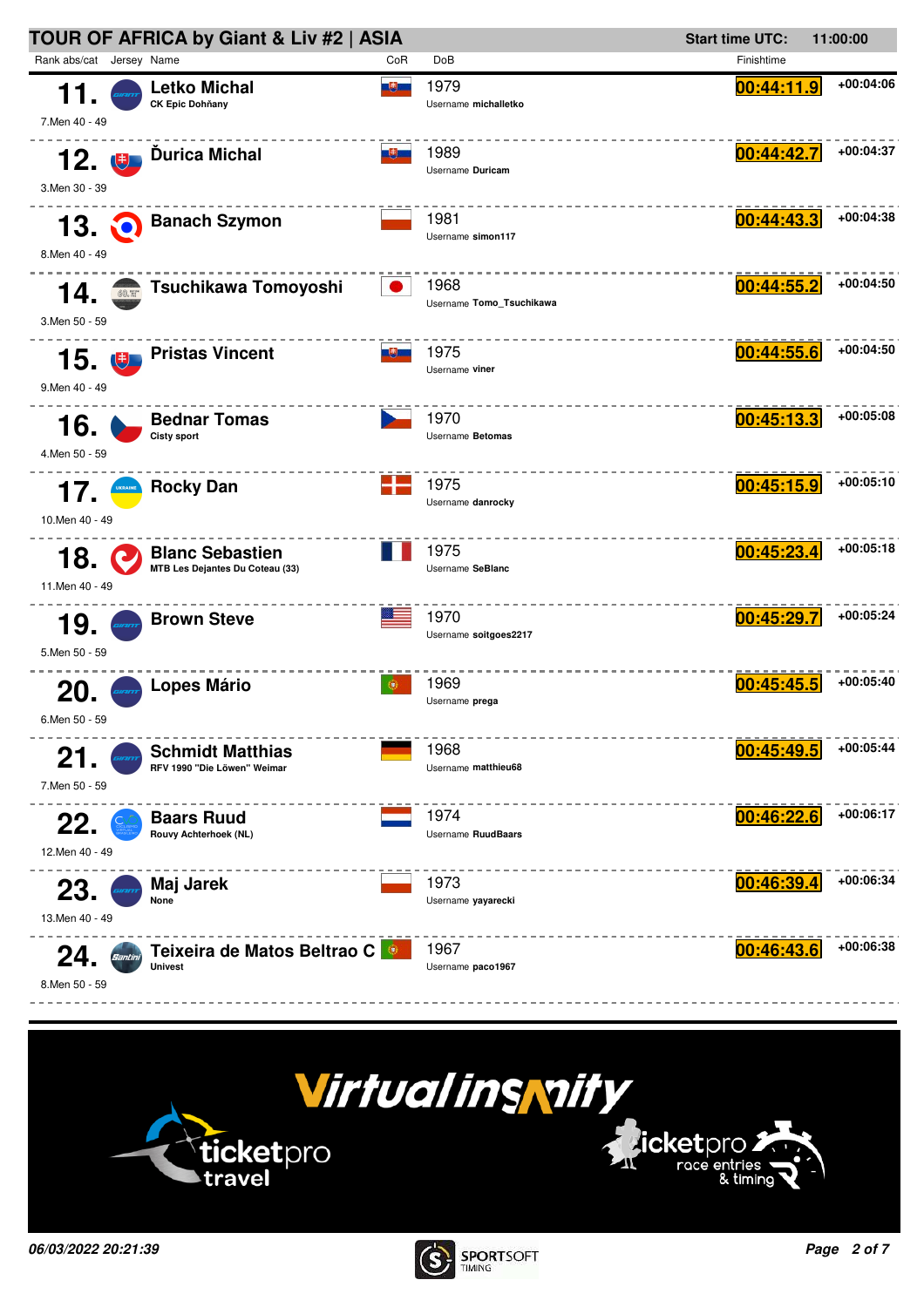# TOUR OF AFRICA by Giant & Liv #2 | ASIA

Start time UTC: 11:00:00

| Rank abs/cat | Jersey | Name | CoR | DoB | Finishtime | |
|---|---|---|---|---|---|---|
| 11. 7.Men 40 - 49 | | **Letko Michal** CK Epic Dohňany | | 1979 Username michalletko | 00:44:11.9 | +00:04:06 |
| 12. 3.Men 30 - 39 | | **Ďurica Michal** | | 1989 Username Duricam | 00:44:42.7 | +00:04:37 |
| 13. 8.Men 40 - 49 | | **Banach Szymon** | | 1981 Username simon117 | 00:44:43.3 | +00:04:38 |
| 14. 3.Men 50 - 59 | | **Tsuchikawa Tomoyoshi** | | 1968 Username Tomo_Tsuchikawa | 00:44:55.2 | +00:04:50 |
| 15. 9.Men 40 - 49 | | **Pristas Vincent** | | 1975 Username viner | 00:44:55.6 | +00:04:50 |
| 16. 4.Men 50 - 59 | | **Bednar Tomas** Cisty sport | | 1970 Username Betomas | 00:45:13.3 | +00:05:08 |
| 17. 10.Men 40 - 49 | | **Rocky Dan** | | 1975 Username danrocky | 00:45:15.9 | +00:05:10 |
| 18. 11.Men 40 - 49 | | **Blanc Sebastien** MTB Les Dejantes Du Coteau (33) | | 1975 Username SeBlanc | 00:45:23.4 | +00:05:18 |
| 19. 5.Men 50 - 59 | | **Brown Steve** | | 1970 Username soitgoes2217 | 00:45:29.7 | +00:05:24 |
| 20. 6.Men 50 - 59 | | **Lopes Mário** | | 1969 Username prega | 00:45:45.5 | +00:05:40 |
| 21. 7.Men 50 - 59 | | **Schmidt Matthias** RFV 1990 "Die Löwen" Weimar | | 1968 Username matthieu68 | 00:45:49.5 | +00:05:44 |
| 22. 12.Men 40 - 49 | | **Baars Ruud** Rouvy Achterhoek (NL) | | 1974 Username RuudBaars | 00:46:22.6 | +00:06:17 |
| 23. 13.Men 40 - 49 | | **Maj Jarek** None | | 1973 Username yayarecki | 00:46:39.4 | +00:06:34 |
| 24. 8.Men 50 - 59 | | **Teixeira de Matos Beltrao C** Univest | | 1967 Username paco1967 | 00:46:43.6 | +00:06:38 |

*06/03/2022 20:21:39*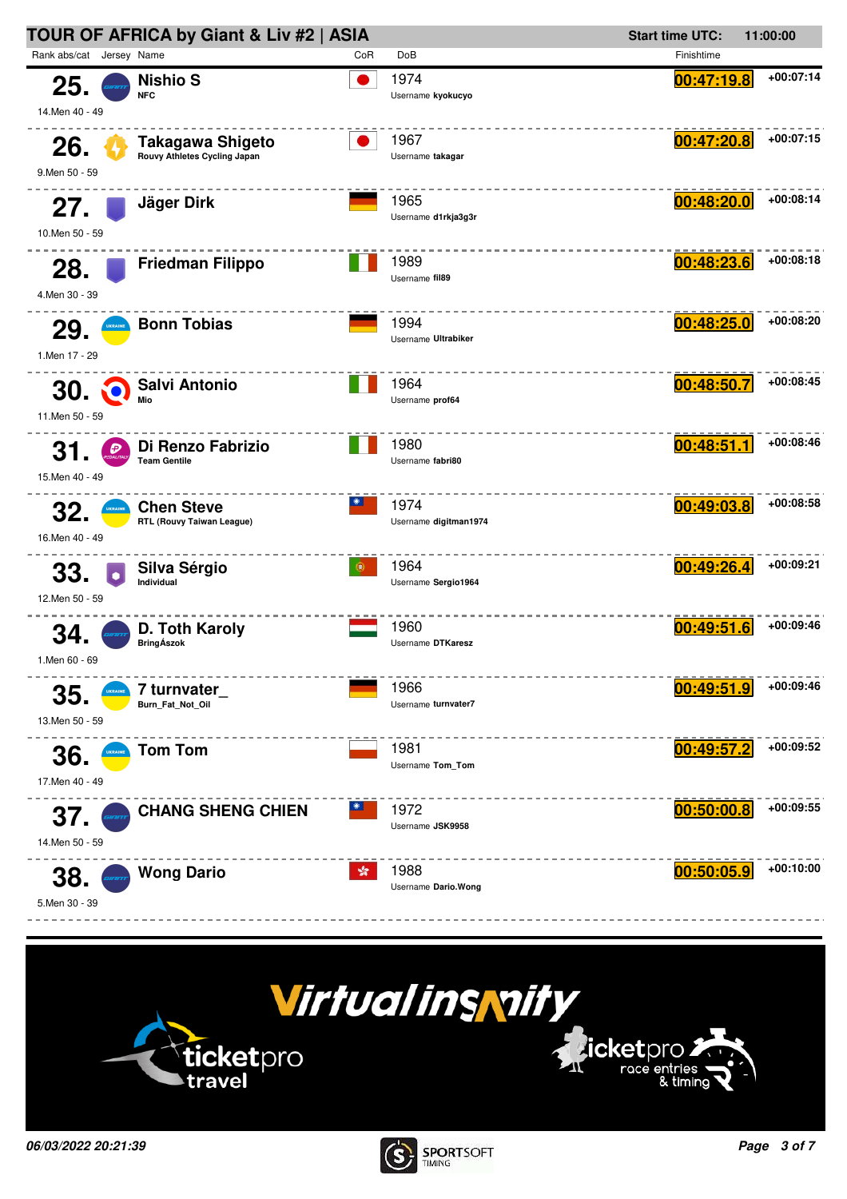## TOUR OF AFRICA by Giant & Liv #2 | ASIA

**Start time UTC:** 11:00:00

| Rank abs/cat | Jersey | Name | CoR | DoB | Finishtime | |
|---|---|---|---|---|---|---|
| **25.** 14.Men 40 - 49 | | **Nishio S** NFC | | 1974 Username **kyokucyo** | **00:47:19.8** | +00:07:14 |
| **26.** 9.Men 50 - 59 | | **Takagawa Shigeto** Rouvy Athletes Cycling Japan | | 1967 Username **takagar** | **00:47:20.8** | +00:07:15 |
| **27.** 10.Men 50 - 59 | | **Jäger Dirk** | | 1965 Username **d1rkja3g3r** | **00:48:20.0** | +00:08:14 |
| **28.** 4.Men 30 - 39 | | **Friedman Filippo** | | 1989 Username **fil89** | **00:48:23.6** | +00:08:18 |
| **29.** 1.Men 17 - 29 | | **Bonn Tobias** | | 1994 Username **Ultrabiker** | **00:48:25.0** | +00:08:20 |
| **30.** 11.Men 50 - 59 | | **Salvi Antonio** Mio | | 1964 Username **prof64** | **00:48:50.7** | +00:08:45 |
| **31.** 15.Men 40 - 49 | | **Di Renzo Fabrizio** Team Gentile | | 1980 Username **fabri80** | **00:48:51.1** | +00:08:46 |
| **32.** 16.Men 40 - 49 | | **Chen Steve** RTL (Rouvy Taiwan League) | | 1974 Username **digitman1974** | **00:49:03.8** | +00:08:58 |
| **33.** 12.Men 50 - 59 | | **Silva Sérgio** Individual | | 1964 Username **Sergio1964** | **00:49:26.4** | +00:09:21 |
| **34.** 1.Men 60 - 69 | | **D. Toth Karoly** BringÁszok | | 1960 Username **DTKaresz** | **00:49:51.6** | +00:09:46 |
| **35.** 13.Men 50 - 59 | | **7 turnvater_** Burn_Fat_Not_Oil | | 1966 Username **turnvater7** | **00:49:51.9** | +00:09:46 |
| **36.** 17.Men 40 - 49 | | **Tom Tom** | | 1981 Username **Tom_Tom** | **00:49:57.2** | +00:09:52 |
| **37.** 14.Men 50 - 59 | | **CHANG SHENG CHIEN** | | 1972 Username **JSK9958** | **00:50:00.8** | +00:09:55 |
| **38.** 5.Men 30 - 39 | | **Wong Dario** | | 1988 Username **Dario.Wong** | **00:50:05.9** | +00:10:00 |

*06/03/2022 20:21:39*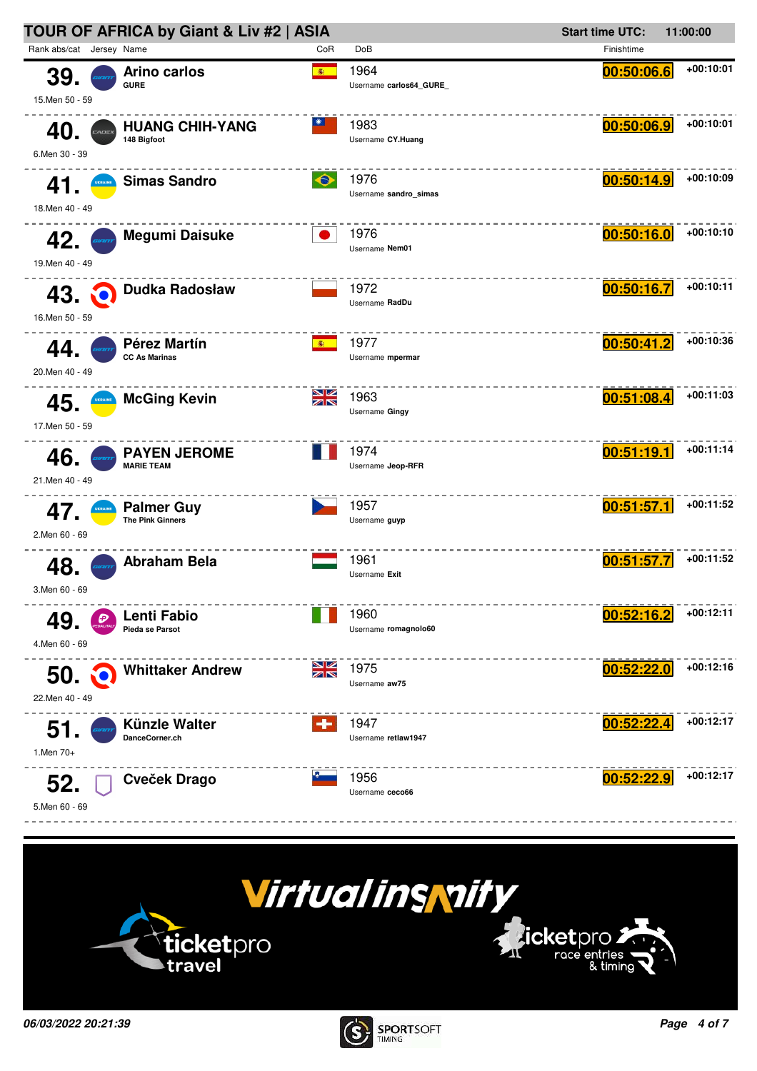## TOUR OF AFRICA by Giant & Liv #2 | ASIA

**Start time UTC:** 11:00:00

| Rank abs/cat | Jersey | Name | CoR | DoB | Finishtime | Gap |
|---|---|---|---|---|---|---|
| 39. (15.Men 50 - 59) | | Arino carlos (GURE) | ESP | 1964 (Username carlos64_GURE_) | 00:50:06.6 | +00:10:01 |
| 40. (6.Men 30 - 39) | | HUANG CHIH-YANG (148 Bigfoot) | TPE | 1983 (Username CY.Huang) | 00:50:06.9 | +00:10:01 |
| 41. (18.Men 40 - 49) | | Simas Sandro | BRA | 1976 (Username sandro_simas) | 00:50:14.9 | +00:10:09 |
| 42. (19.Men 40 - 49) | | Megumi Daisuke | JPN | 1976 (Username Nem01) | 00:50:16.0 | +00:10:10 |
| 43. (16.Men 50 - 59) | | Dudka Radosław | POL | 1972 (Username RadDu) | 00:50:16.7 | +00:10:11 |
| 44. (20.Men 40 - 49) | | Pérez Martín (CC As Marinas) | ESP | 1977 (Username mpermar) | 00:50:41.2 | +00:10:36 |
| 45. (17.Men 50 - 59) | | McGing Kevin | GBR | 1963 (Username Gingy) | 00:51:08.4 | +00:11:03 |
| 46. (21.Men 40 - 49) | | PAYEN JEROME (MARIE TEAM) | FRA | 1974 (Username Jeop-RFR) | 00:51:19.1 | +00:11:14 |
| 47. (2.Men 60 - 69) | | Palmer Guy (The Pink Ginners) | CZE | 1957 (Username guyp) | 00:51:57.1 | +00:11:52 |
| 48. (3.Men 60 - 69) | | Abraham Bela | HUN | 1961 (Username Exit) | 00:51:57.7 | +00:11:52 |
| 49. (4.Men 60 - 69) | | Lenti Fabio (Pieda se Parsot) | ITA | 1960 (Username romagnolo60) | 00:52:16.2 | +00:12:11 |
| 50. (22.Men 40 - 49) | | Whittaker Andrew | GBR | 1975 (Username aw75) | 00:52:22.0 | +00:12:16 |
| 51. (1.Men 70+) | | Künzle Walter (DanceCorner.ch) | SUI | 1947 (Username retlaw1947) | 00:52:22.4 | +00:12:17 |
| 52. (5.Men 60 - 69) | | Cveček Drago | SLO | 1956 (Username ceco66) | 00:52:22.9 | +00:12:17 |

*06/03/2022 20:21:39*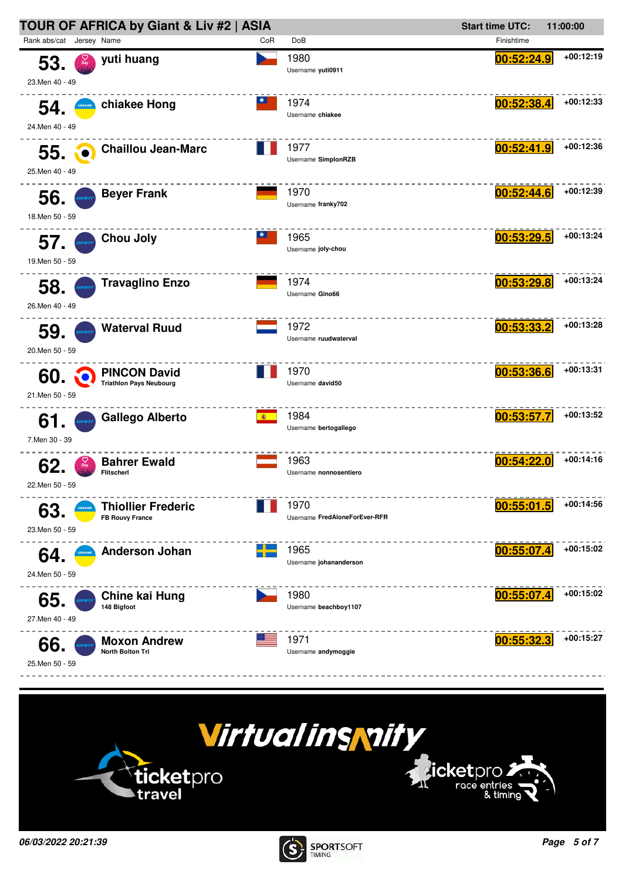# TOUR OF AFRICA by Giant & Liv #2 | ASIA

**Start time UTC:** 11:00:00

| Rank | abs/cat | Jersey | Name | Club | CoR | DoB | Username | Finishtime | Gap |
|---|---|---|---|---|---|---|---|---|---|
| 53. | 23.Men 40 - 49 | | yuti huang | | | 1980 | yuti0911 | 00:52:24.9 | +00:12:19 |
| 54. | 24.Men 40 - 49 | | chiakee Hong | | | 1974 | chiakee | 00:52:38.4 | +00:12:33 |
| 55. | 25.Men 40 - 49 | | Chaillou Jean-Marc | | | 1977 | SimplonRZB | 00:52:41.9 | +00:12:36 |
| 56. | 18.Men 50 - 59 | | Beyer Frank | | | 1970 | franky702 | 00:52:44.6 | +00:12:39 |
| 57. | 19.Men 50 - 59 | | Chou Joly | | | 1965 | joly-chou | 00:53:29.5 | +00:13:24 |
| 58. | 26.Men 40 - 49 | | Travaglino Enzo | | | 1974 | Gino66 | 00:53:29.8 | +00:13:24 |
| 59. | 20.Men 50 - 59 | | Waterval Ruud | | | 1972 | ruudwaterval | 00:53:33.2 | +00:13:28 |
| 60. | 21.Men 50 - 59 | | PINCON David | Triathlon Pays Neubourg | | 1970 | david50 | 00:53:36.6 | +00:13:31 |
| 61. | 7.Men 30 - 39 | | Gallego Alberto | | | 1984 | bertogallego | 00:53:57.7 | +00:13:52 |
| 62. | 22.Men 50 - 59 | | Bahrer Ewald | Flitscherl | | 1963 | nonnosentiero | 00:54:22.0 | +00:14:16 |
| 63. | 23.Men 50 - 59 | | Thiollier Frederic | FB Rouvy France | | 1970 | FredAloneForEver-RFR | 00:55:01.5 | +00:14:56 |
| 64. | 24.Men 50 - 59 | | Anderson Johan | | | 1965 | johananderson | 00:55:07.4 | +00:15:02 |
| 65. | 27.Men 40 - 49 | | Chine kai Hung | 148 Bigfoot | | 1980 | beachboy1107 | 00:55:07.4 | +00:15:02 |
| 66. | 25.Men 50 - 59 | | Moxon Andrew | North Bolton Tri | | 1971 | andymoggie | 00:55:32.3 | +00:15:27 |

*06/03/2022 20:21:39*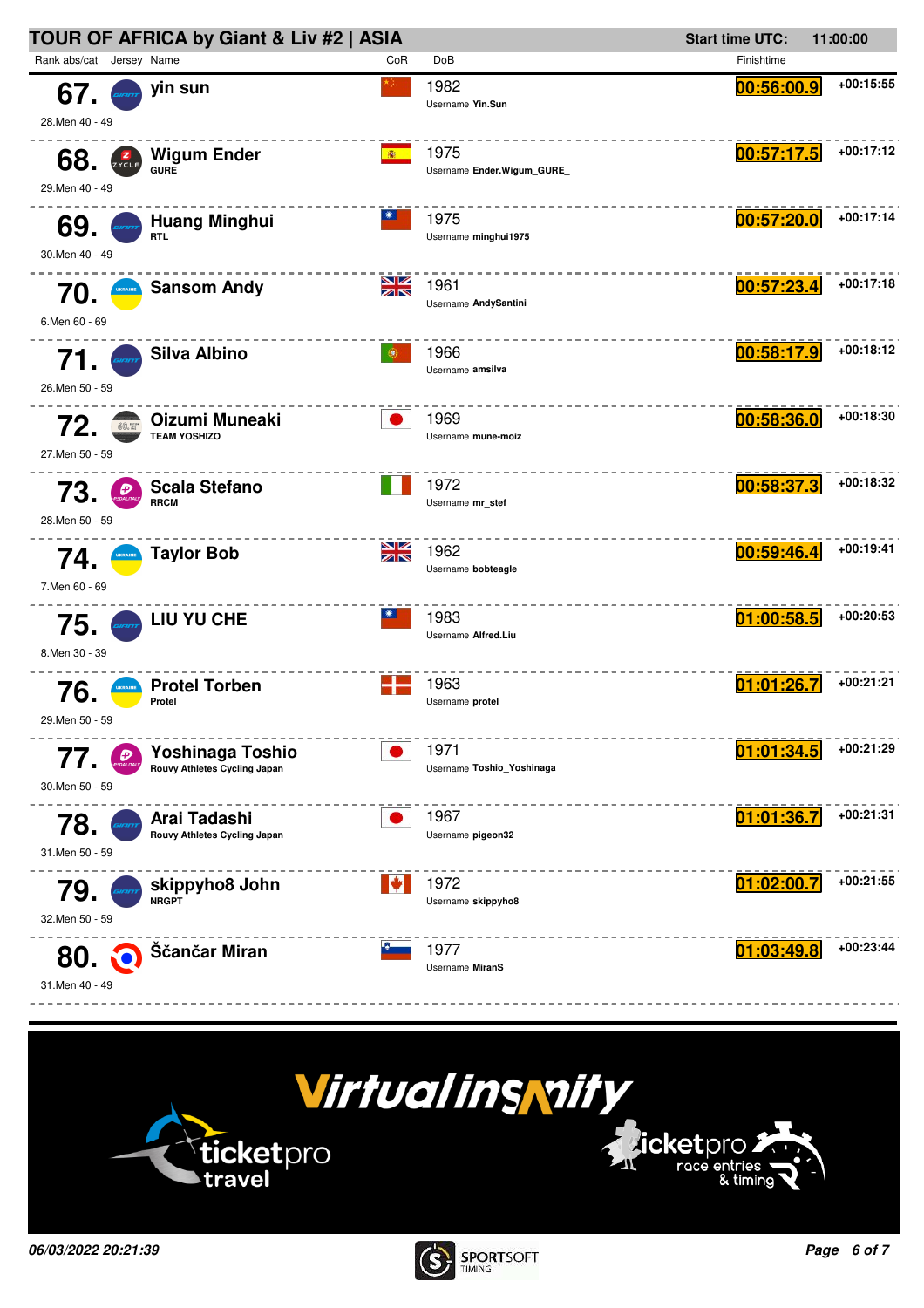# TOUR OF AFRICA by Giant & Liv #2 | ASIA

**Start time UTC:** 11:00:00

| Rank abs/cat | Jersey | Name | CoR | DoB | Finishtime | |
|---|---|---|---|---|---|---|
| **67.** 28.Men 40 - 49 | | **yin sun** | | 1982 Username **Yin.Sun** | **00:56:00.9** | +00:15:55 |
| **68.** 29.Men 40 - 49 | | **Wigum Ender** GURE | | 1975 Username **Ender.Wigum_GURE_** | **00:57:17.5** | +00:17:12 |
| **69.** 30.Men 40 - 49 | | **Huang Minghui** RTL | | 1975 Username **minghui1975** | **00:57:20.0** | +00:17:14 |
| **70.** 6.Men 60 - 69 | | **Sansom Andy** | | 1961 Username **AndySantini** | **00:57:23.4** | +00:17:18 |
| **71.** 26.Men 50 - 59 | | **Silva Albino** | | 1966 Username **amsilva** | **00:58:17.9** | +00:18:12 |
| **72.** 27.Men 50 - 59 | | **Oizumi Muneaki** TEAM YOSHIZO | | 1969 Username **mune-moiz** | **00:58:36.0** | +00:18:30 |
| **73.** 28.Men 50 - 59 | | **Scala Stefano** RRCM | | 1972 Username **mr_stef** | **00:58:37.3** | +00:18:32 |
| **74.** 7.Men 60 - 69 | | **Taylor Bob** | | 1962 Username **bobteagle** | **00:59:46.4** | +00:19:41 |
| **75.** 8.Men 30 - 39 | | **LIU YU CHE** | | 1983 Username **Alfred.Liu** | **01:00:58.5** | +00:20:53 |
| **76.** 29.Men 50 - 59 | | **Protel Torben** Protel | | 1963 Username **protel** | **01:01:26.7** | +00:21:21 |
| **77.** 30.Men 50 - 59 | | **Yoshinaga Toshio** Rouvy Athletes Cycling Japan | | 1971 Username **Toshio_Yoshinaga** | **01:01:34.5** | +00:21:29 |
| **78.** 31.Men 50 - 59 | | **Arai Tadashi** Rouvy Athletes Cycling Japan | | 1967 Username **pigeon32** | **01:01:36.7** | +00:21:31 |
| **79.** 32.Men 50 - 59 | | **skippyho8 John** NRGPT | | 1972 Username **skippyho8** | **01:02:00.7** | +00:21:55 |
| **80.** 31.Men 40 - 49 | | **Ščančar Miran** | | 1977 Username **MiranS** | **01:03:49.8** | +00:23:44 |

*06/03/2022 20:21:39*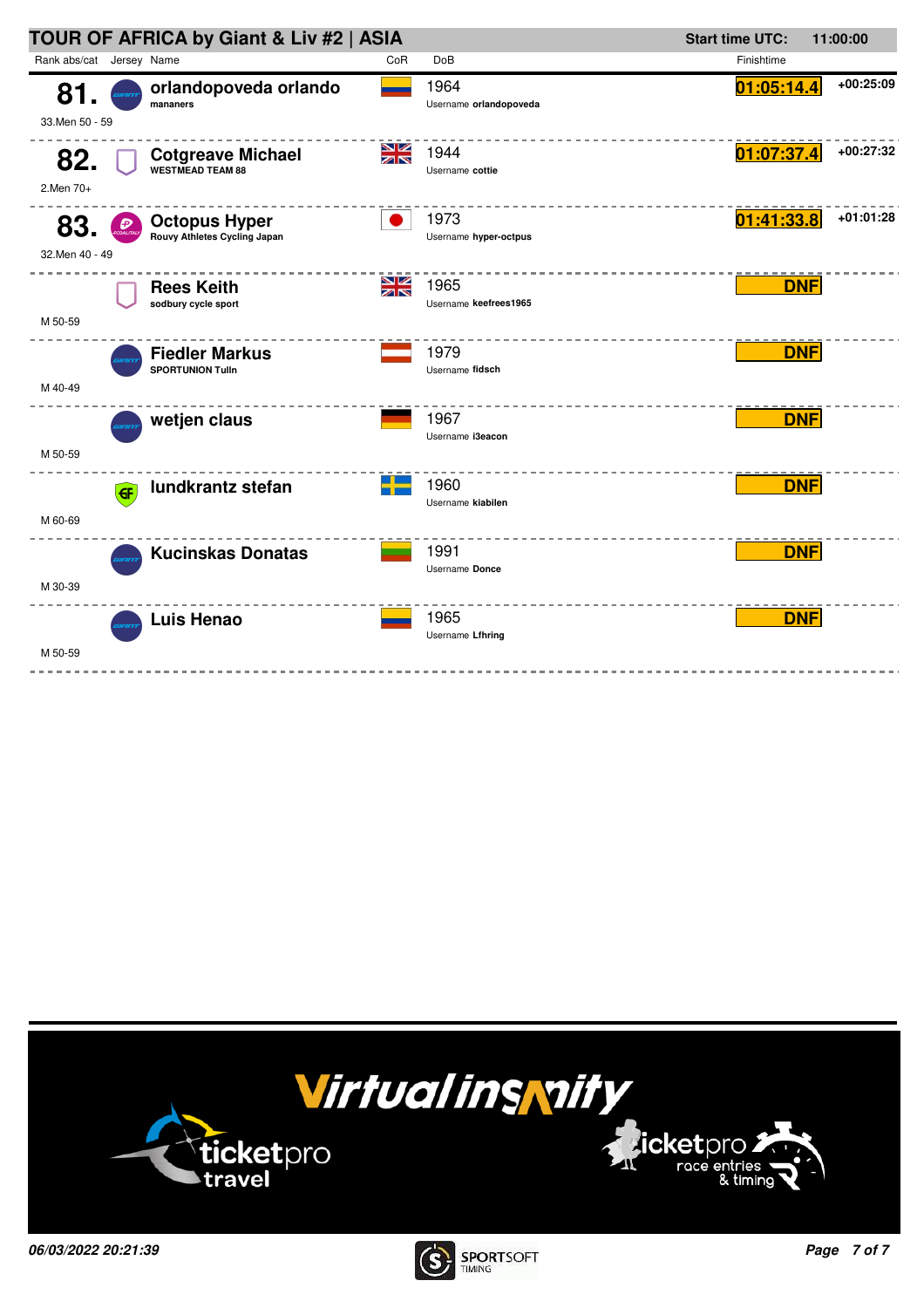# TOUR OF AFRICA by Giant & Liv #2 | ASIA

**Start time UTC:** 11:00:00

| Rank abs/cat | Jersey | Name | CoR | DoB | Finishtime | |
|---|---|---|---|---|---|---|
| **81.** 33.Men 50 - 59 | | **orlandopoveda orlando** mananers | | 1964 Username **orlandopoveda** | 01:05:14.4 | +00:25:09 |
| **82.** 2.Men 70+ | | **Cotgreave Michael** WESTMEAD TEAM 88 | | 1944 Username **cottie** | 01:07:37.4 | +00:27:32 |
| **83.** 32.Men 40 - 49 | | **Octopus Hyper** Rouvy Athletes Cycling Japan | | 1973 Username **hyper-octpus** | 01:41:33.8 | +01:01:28 |
| M 50-59 | | **Rees Keith** sodbury cycle sport | | 1965 Username **keefrees1965** | DNF | |
| M 40-49 | | **Fiedler Markus** SPORTUNION Tulln | | 1979 Username **fidsch** | DNF | |
| M 50-59 | | **wetjen claus** | | 1967 Username **i3eacon** | DNF | |
| M 60-69 | | **lundkrantz stefan** | | 1960 Username **kiabilen** | DNF | |
| M 30-39 | | **Kucinskas Donatas** | | 1991 Username **Donce** | DNF | |
| M 50-59 | | **Luis Henao** | | 1965 Username **Lfhring** | DNF | |

Virtualinsanity

ticketpro travel

ticketpro race entries & timing

*06/03/2022 20:21:39*

SPORTSOFT TIMING